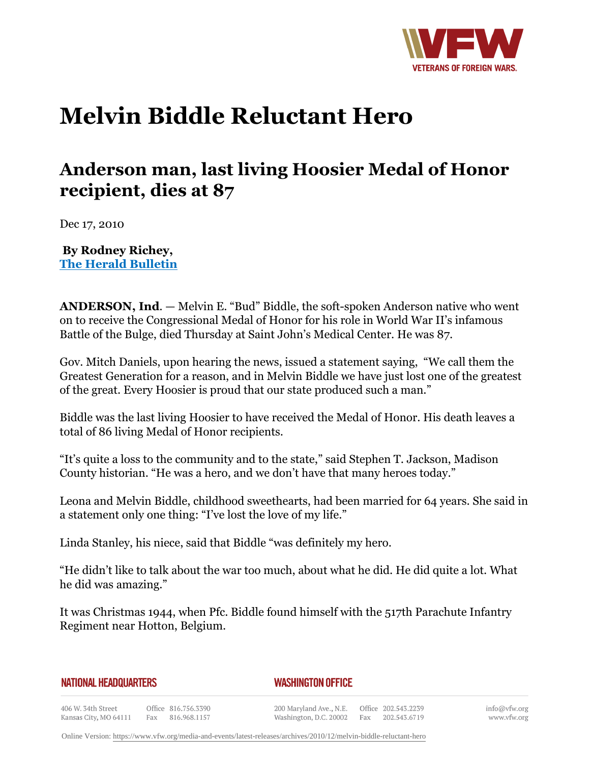# Melvin Biddle Reluctant Hero

## Anderson man, last living Hoosier Medal of Honor recipient, dies at 87

Dec 17, 2010

**By Rodney Richey,**
**[The Herald Bulletin](The Herald Bulletin)**

**ANDERSON, Ind**. — Melvin E. "Bud" Biddle, the soft-spoken Anderson native who went on to receive the Congressional Medal of Honor for his role in World War II's infamous Battle of the Bulge, died Thursday at Saint John's Medical Center. He was 87.

Gov. Mitch Daniels, upon hearing the news, issued a statement saying, "We call them the Greatest Generation for a reason, and in Melvin Biddle we have just lost one of the greatest of the great. Every Hoosier is proud that our state produced such a man."

Biddle was the last living Hoosier to have received the Medal of Honor. His death leaves a total of 86 living Medal of Honor recipients.

"It's quite a loss to the community and to the state," said Stephen T. Jackson, Madison County historian. "He was a hero, and we don't have that many heroes today."

Leona and Melvin Biddle, childhood sweethearts, had been married for 64 years. She said in a statement only one thing: "I've lost the love of my life."

Linda Stanley, his niece, said that Biddle "was definitely my hero.

"He didn't like to talk about the war too much, about what he did. He did quite a lot. What he did was amazing."

It was Christmas 1944, when Pfc. Biddle found himself with the 517th Parachute Infantry Regiment near Hotton, Belgium.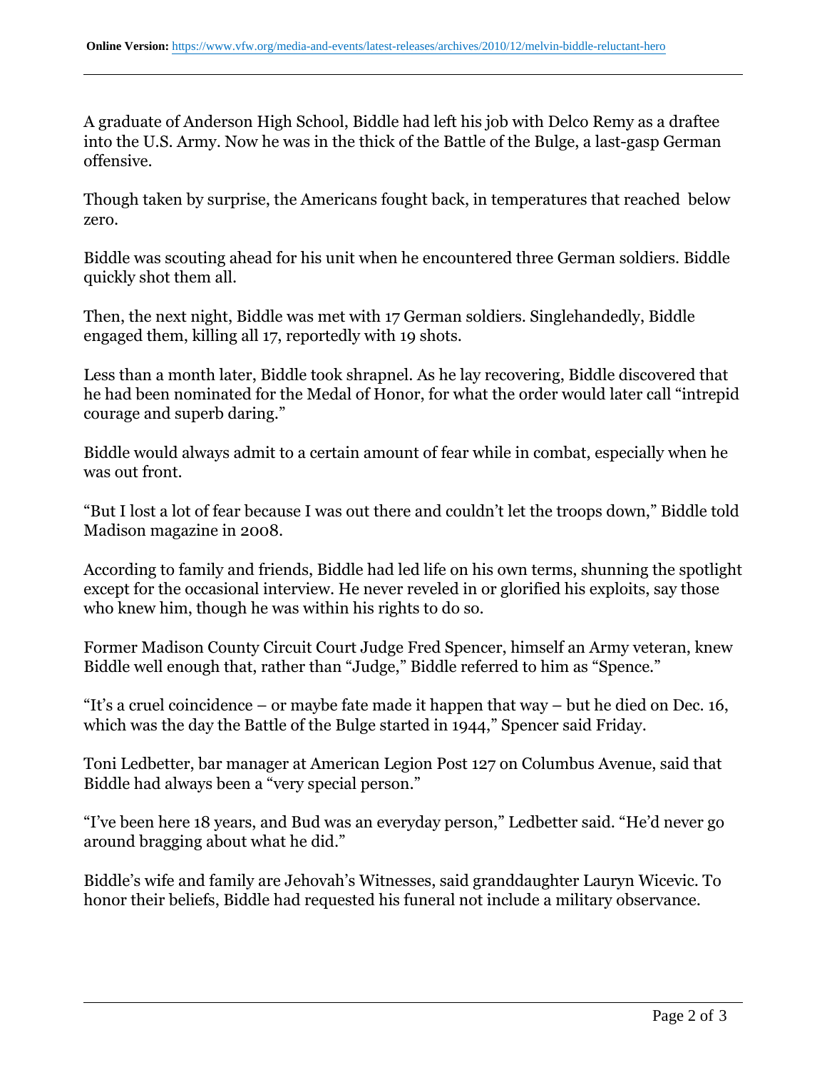A graduate of Anderson High School, Biddle had left his job with Delco Remy as a draftee into the U.S. Army. Now he was in the thick of the Battle of the Bulge, a last-gasp German offensive.

Though taken by surprise, the Americans fought back, in temperatures that reached  below zero.

Biddle was scouting ahead for his unit when he encountered three German soldiers. Biddle quickly shot them all.

Then, the next night, Biddle was met with 17 German soldiers. Singlehandedly, Biddle engaged them, killing all 17, reportedly with 19 shots.

Less than a month later, Biddle took shrapnel. As he lay recovering, Biddle discovered that he had been nominated for the Medal of Honor, for what the order would later call “intrepid courage and superb daring.”

Biddle would always admit to a certain amount of fear while in combat, especially when he was out front.

“But I lost a lot of fear because I was out there and couldn’t let the troops down,” Biddle told Madison magazine in 2008.

According to family and friends, Biddle had led life on his own terms, shunning the spotlight except for the occasional interview. He never reveled in or glorified his exploits, say those who knew him, though he was within his rights to do so.

Former Madison County Circuit Court Judge Fred Spencer, himself an Army veteran, knew Biddle well enough that, rather than “Judge,” Biddle referred to him as “Spence.”

“It’s a cruel coincidence – or maybe fate made it happen that way – but he died on Dec. 16, which was the day the Battle of the Bulge started in 1944,” Spencer said Friday.

Toni Ledbetter, bar manager at American Legion Post 127 on Columbus Avenue, said that Biddle had always been a “very special person.”

“I’ve been here 18 years, and Bud was an everyday person,” Ledbetter said. “He’d never go around bragging about what he did.”

Biddle’s wife and family are Jehovah’s Witnesses, said granddaughter Lauryn Wicevic. To honor their beliefs, Biddle had requested his funeral not include a military observance.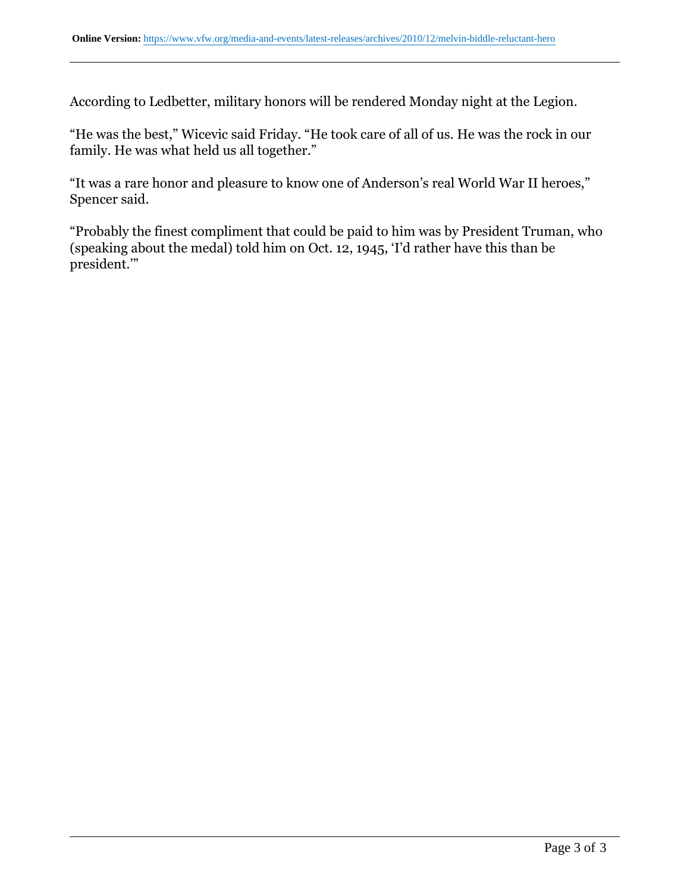According to Ledbetter, military honors will be rendered Monday night at the Legion.

“He was the best,” Wicevic said Friday. “He took care of all of us. He was the rock in our family. He was what held us all together.”

“It was a rare honor and pleasure to know one of Anderson’s real World War II heroes,” Spencer said.

“Probably the finest compliment that could be paid to him was by President Truman, who (speaking about the medal) told him on Oct. 12, 1945, ‘I’d rather have this than be president.’”